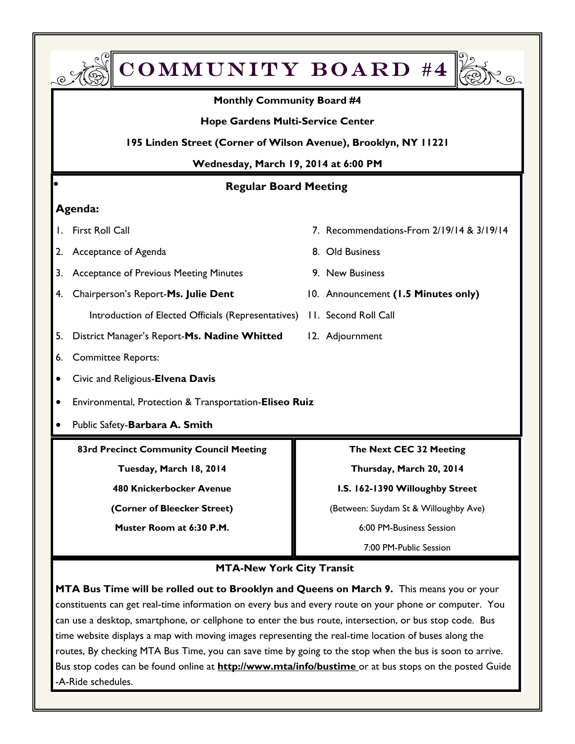# COMMUNITY BOARD #4

**Monthly Community Board #4**

**Hope Gardens Multi-Service Center**

**195 Linden Street (Corner of Wilson Avenue), Brooklyn, NY 11221**

**Wednesday, March 19, 2014 at 6:00 PM**

## Regular Board Meeting

### Agenda:

1. First Roll Call
2. Acceptance of Agenda
3. Acceptance of Previous Meeting Minutes
4. Chairperson's Report-**Ms. Julie Dent**

   Introduction of Elected Officials (Representatives)
5. District Manager's Report-**Ms. Nadine Whitted**
6. Committee Reports:
   - Civic and Religious-**Elvena Davis**
   - Environmental, Protection & Transportation-**Eliseo Ruiz**
   - Public Safety-**Barbara A. Smith**
7. Recommendations-From 2/19/14 & 3/19/14
8. Old Business
9. New Business
10. Announcement **(1.5 Minutes only)**
11. Second Roll Call
12. Adjournment

**83rd Precinct Community Council Meeting**

**Tuesday, March 18, 2014**

**480 Knickerbocker Avenue**

**(Corner of Bleecker Street)**

**Muster Room at 6:30 P.M.**

**The Next CEC 32 Meeting**

**Thursday, March 20, 2014**

**I.S. 162-1390 Willoughby Street**

(Between: Suydam St & Willoughby Ave)

6:00 PM-Business Session

7:00 PM-Public Session

## MTA-New York City Transit

**MTA Bus Time will be rolled out to Brooklyn and Queens on March 9.** This means you or your constituents can get real-time information on every bus and every route on your phone or computer. You can use a desktop, smartphone, or cellphone to enter the bus route, intersection, or bus stop code. Bus time website displays a map with moving images representing the real-time location of buses along the routes, By checking MTA Bus Time, you can save time by going to the stop when the bus is soon to arrive. Bus stop codes can be found online at **http://www.mta/info/bustime** or at bus stops on the posted Guide-A-Ride schedules.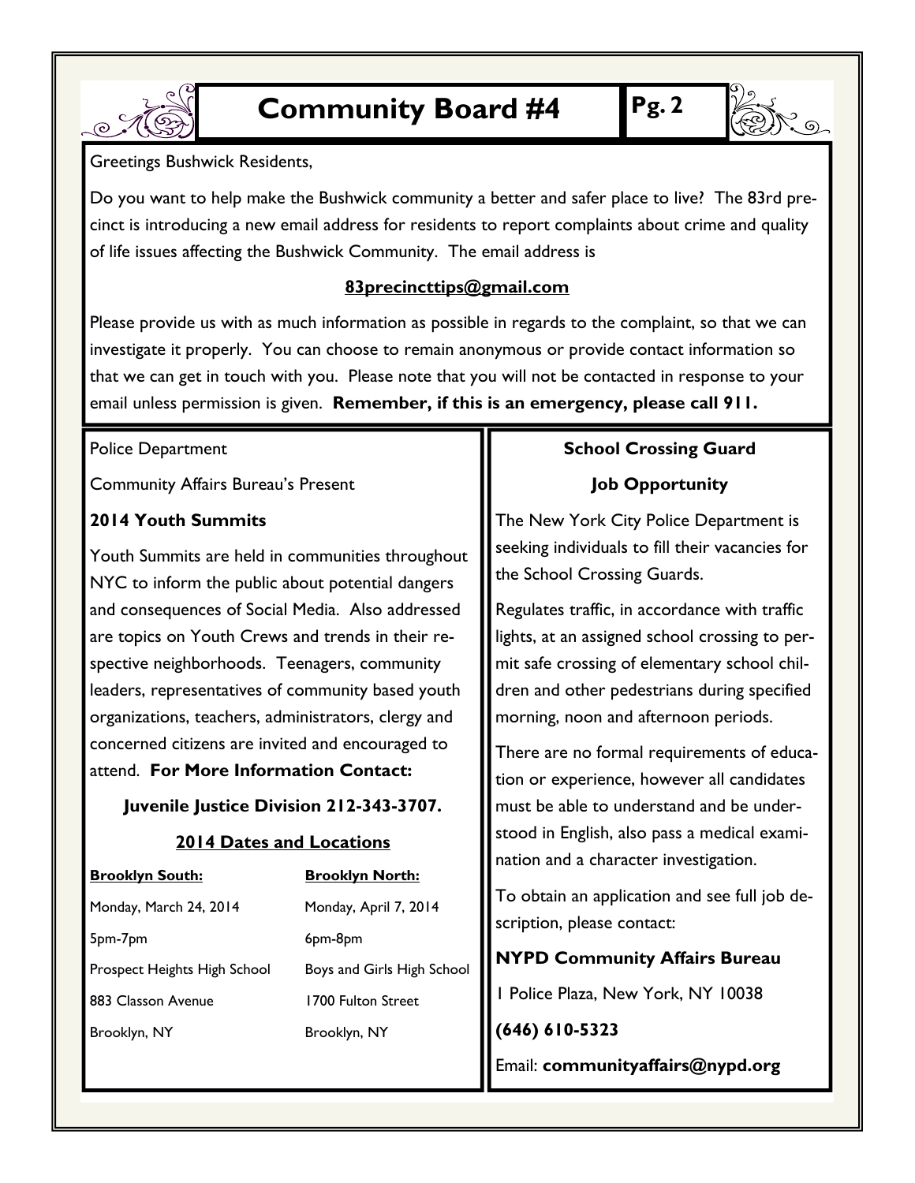# Community Board #4

Greetings Bushwick Residents,

Do you want to help make the Bushwick community a better and safer place to live? The 83rd precinct is introducing a new email address for residents to report complaints about crime and quality of life issues affecting the Bushwick Community. The email address is

**83precincttips@gmail.com**

Please provide us with as much information as possible in regards to the complaint, so that we can investigate it properly. You can choose to remain anonymous or provide contact information so that we can get in touch with you. Please note that you will not be contacted in response to your email unless permission is given. **Remember, if this is an emergency, please call 911.**

Police Department

Community Affairs Bureau's Present

### 2014 Youth Summits

Youth Summits are held in communities throughout NYC to inform the public about potential dangers and consequences of Social Media. Also addressed are topics on Youth Crews and trends in their respective neighborhoods. Teenagers, community leaders, representatives of community based youth organizations, teachers, administrators, clergy and concerned citizens are invited and encouraged to attend. **For More Information Contact:**

**Juvenile Justice Division 212-343-3707.**

**2014 Dates and Locations**

| **Brooklyn South:** | **Brooklyn North:** |
|---|---|
| Monday, March 24, 2014 | Monday, April 7, 2014 |
| 5pm-7pm | 6pm-8pm |
| Prospect Heights High School | Boys and Girls High School |
| 883 Classon Avenue | 1700 Fulton Street |
| Brooklyn, NY | Brooklyn, NY |

### School Crossing Guard Job Opportunity

The New York City Police Department is seeking individuals to fill their vacancies for the School Crossing Guards.

Regulates traffic, in accordance with traffic lights, at an assigned school crossing to permit safe crossing of elementary school children and other pedestrians during specified morning, noon and afternoon periods.

There are no formal requirements of education or experience, however all candidates must be able to understand and be understood in English, also pass a medical examination and a character investigation.

To obtain an application and see full job description, please contact:

**NYPD Community Affairs Bureau**

1 Police Plaza, New York, NY 10038

**(646) 610-5323**

Email: **communityaffairs@nypd.org**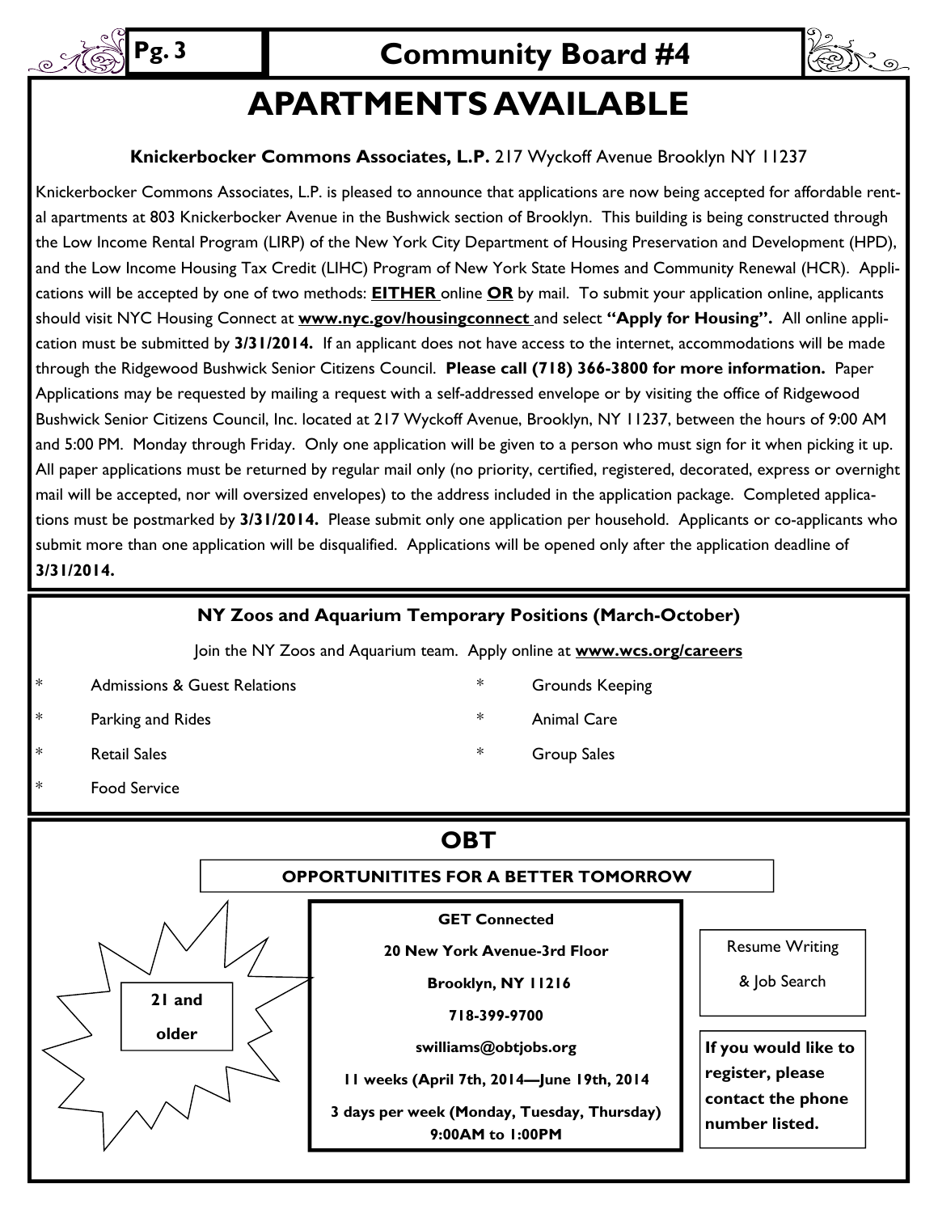# APARTMENTS AVAILABLE

**Knickerbocker Commons Associates, L.P.** 217 Wyckoff Avenue Brooklyn NY 11237

Knickerbocker Commons Associates, L.P. is pleased to announce that applications are now being accepted for affordable rental apartments at 803 Knickerbocker Avenue in the Bushwick section of Brooklyn. This building is being constructed through the Low Income Rental Program (LIRP) of the New York City Department of Housing Preservation and Development (HPD), and the Low Income Housing Tax Credit (LIHC) Program of New York State Homes and Community Renewal (HCR). Applications will be accepted by one of two methods: **EITHER** online **OR** by mail. To submit your application online, applicants should visit NYC Housing Connect at **www.nyc.gov/housingconnect** and select **"Apply for Housing".** All online application must be submitted by **3/31/2014.** If an applicant does not have access to the internet, accommodations will be made through the Ridgewood Bushwick Senior Citizens Council. **Please call (718) 366-3800 for more information.** Paper Applications may be requested by mailing a request with a self-addressed envelope or by visiting the office of Ridgewood Bushwick Senior Citizens Council, Inc. located at 217 Wyckoff Avenue, Brooklyn, NY 11237, between the hours of 9:00 AM and 5:00 PM. Monday through Friday. Only one application will be given to a person who must sign for it when picking it up. All paper applications must be returned by regular mail only (no priority, certified, registered, decorated, express or overnight mail will be accepted, nor will oversized envelopes) to the address included in the application package. Completed applications must be postmarked by **3/31/2014.** Please submit only one application per household. Applicants or co-applicants who submit more than one application will be disqualified. Applications will be opened only after the application deadline of **3/31/2014.**

**NY Zoos and Aquarium Temporary Positions (March-October)**

Join the NY Zoos and Aquarium team. Apply online at **www.wcs.org/careers**

* Admissions & Guest Relations
* Parking and Rides
* Retail Sales
* Food Service
* Grounds Keeping
* Animal Care
* Group Sales

## OBT

**OPPORTUNITITES FOR A BETTER TOMORROW**

**21 and older**

**GET Connected**

**20 New York Avenue-3rd Floor**

**Brooklyn, NY 11216**

**718-399-9700**

**swilliams@obtjobs.org**

**11 weeks (April 7th, 2014—June 19th, 2014**

**3 days per week (Monday, Tuesday, Thursday) 9:00AM to 1:00PM**

Resume Writing & Job Search

**If you would like to register, please contact the phone number listed.**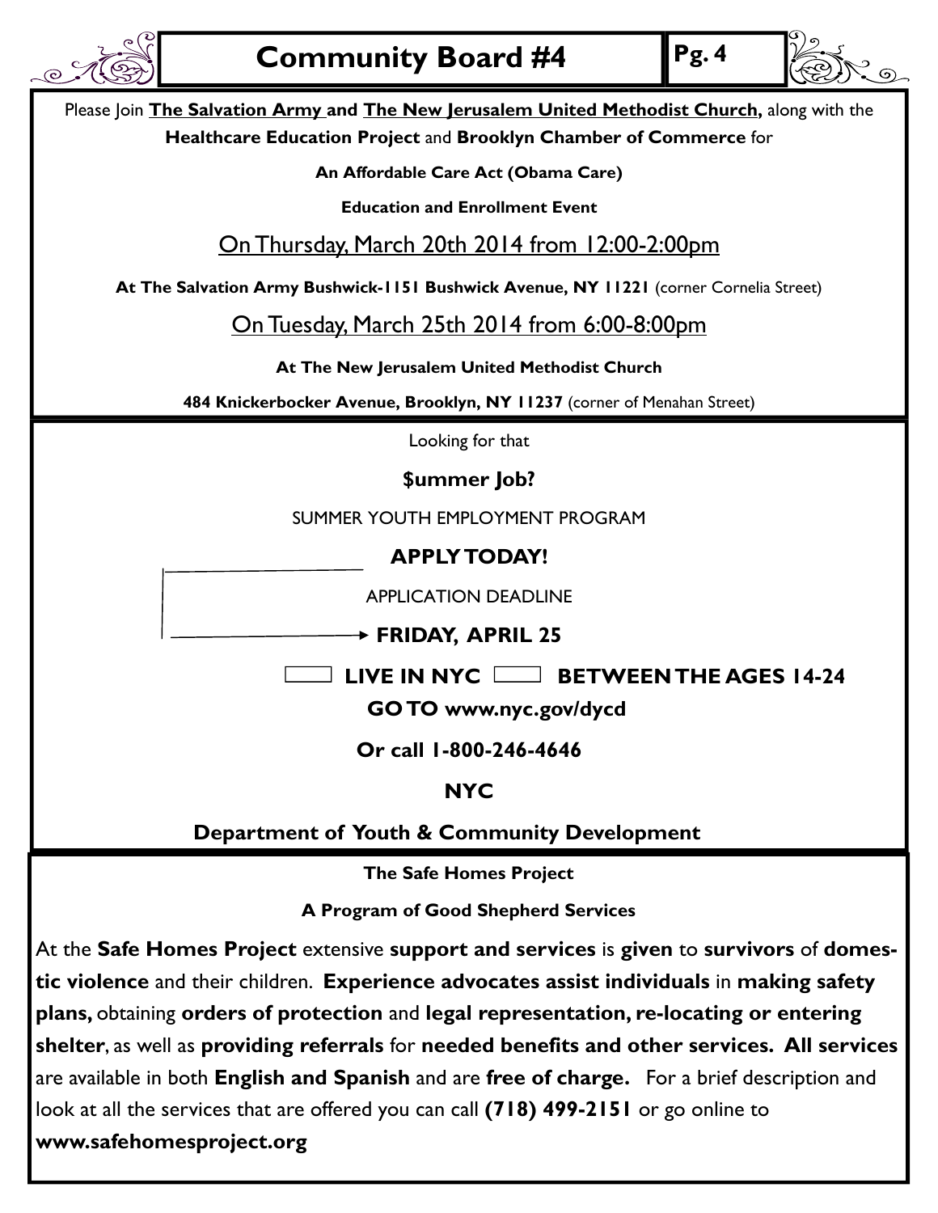# Community Board #4

Please Join **The Salvation Army and The New Jerusalem United Methodist Church,** along with the **Healthcare Education Project** and **Brooklyn Chamber of Commerce** for

**An Affordable Care Act (Obama Care)**

**Education and Enrollment Event**

On Thursday, March 20th 2014 from 12:00-2:00pm

**At The Salvation Army Bushwick-1151 Bushwick Avenue, NY 11221** (corner Cornelia Street)

On Tuesday, March 25th 2014 from 6:00-8:00pm

**At The New Jerusalem United Methodist Church**

**484 Knickerbocker Avenue, Brooklyn, NY 11237** (corner of Menahan Street)

---

Looking for that

**$ummer Job?**

SUMMER YOUTH EMPLOYMENT PROGRAM

**APPLY TODAY!**

APPLICATION DEADLINE

**FRIDAY, APRIL 25**

**LIVE IN NYC** **BETWEEN THE AGES 14-24**

**GO TO www.nyc.gov/dycd**

**Or call 1-800-246-4646**

**NYC**

**Department of Youth & Community Development**

---

**The Safe Homes Project**

**A Program of Good Shepherd Services**

At the **Safe Homes Project** extensive **support and services** is **given** to **survivors** of **domestic violence** and their children. **Experience advocates assist individuals** in **making safety plans,** obtaining **orders of protection** and **legal representation, re-locating or entering shelter**, as well as **providing referrals** for **needed benefits and other services. All services** are available in both **English and Spanish** and are **free of charge.** For a brief description and look at all the services that are offered you can call **(718) 499-2151** or go online to **www.safehomesproject.org**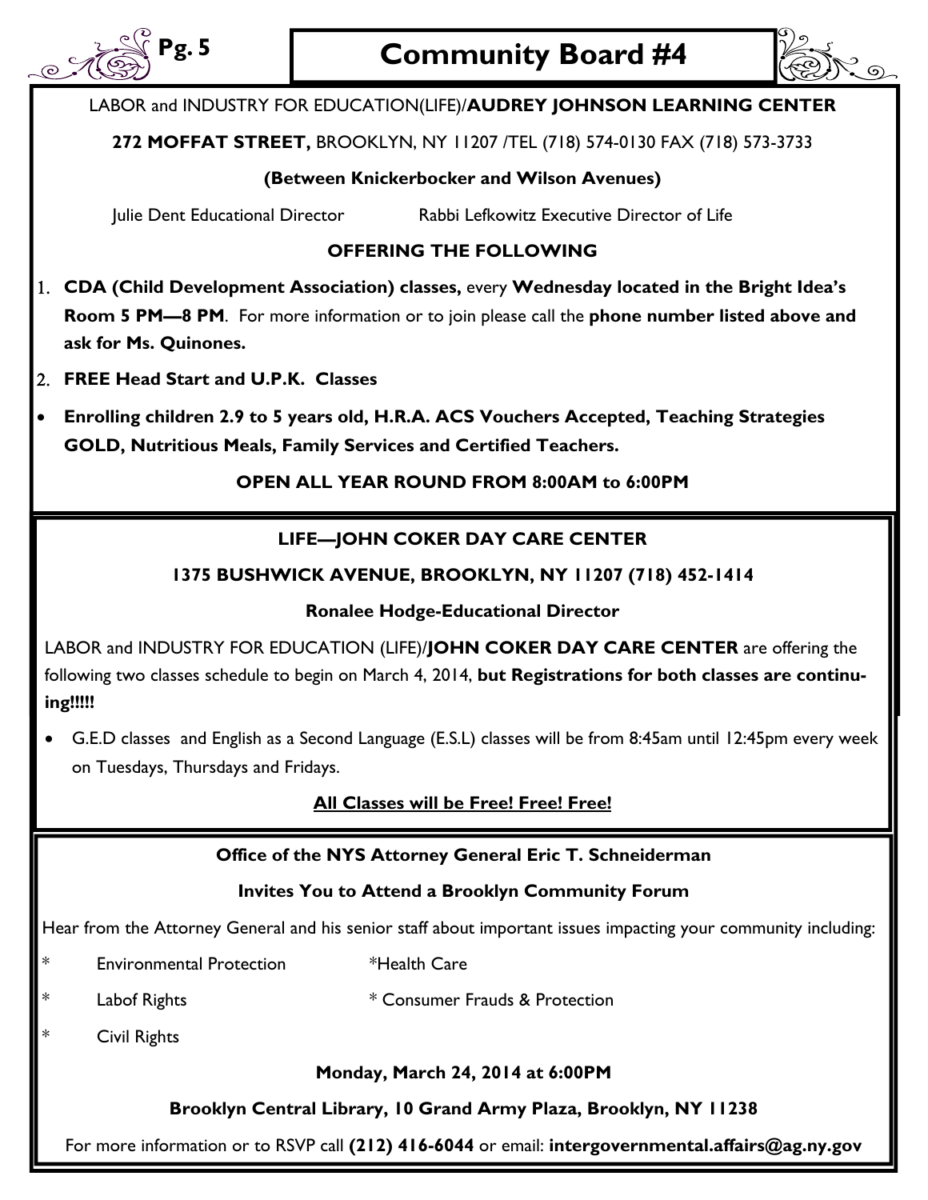# Community Board #4

LABOR and INDUSTRY FOR EDUCATION(LIFE)/**AUDREY JOHNSON LEARNING CENTER**

**272 MOFFAT STREET,** BROOKLYN, NY 11207 /TEL (718) 574-0130 FAX (718) 573-3733

**(Between Knickerbocker and Wilson Avenues)**

Julie Dent Educational Director Rabbi Lefkowitz Executive Director of Life

**OFFERING THE FOLLOWING**

1. **CDA (Child Development Association) classes,** every **Wednesday located in the Bright Idea's Room 5 PM—8 PM**. For more information or to join please call the **phone number listed above and ask for Ms. Quinones.**
2. **FREE Head Start and U.P.K. Classes**

- **Enrolling children 2.9 to 5 years old, H.R.A. ACS Vouchers Accepted, Teaching Strategies GOLD, Nutritious Meals, Family Services and Certified Teachers.**

**OPEN ALL YEAR ROUND FROM 8:00AM to 6:00PM**

---

**LIFE—JOHN COKER DAY CARE CENTER**

**1375 BUSHWICK AVENUE, BROOKLYN, NY 11207 (718) 452-1414**

**Ronalee Hodge-Educational Director**

LABOR and INDUSTRY FOR EDUCATION (LIFE)/**JOHN COKER DAY CARE CENTER** are offering the following two classes schedule to begin on March 4, 2014, **but Registrations for both classes are continuing!!!!!**

- G.E.D classes and English as a Second Language (E.S.L) classes will be from 8:45am until 12:45pm every week on Tuesdays, Thursdays and Fridays.

**<u>All Classes will be Free! Free! Free!</u>**

---

**Office of the NYS Attorney General Eric T. Schneiderman**

**Invites You to Attend a Brooklyn Community Forum**

Hear from the Attorney General and his senior staff about important issues impacting your community including:

- Environmental Protection
- Health Care
- Labof Rights
- Consumer Frauds & Protection
- Civil Rights

**Monday, March 24, 2014 at 6:00PM**

**Brooklyn Central Library, 10 Grand Army Plaza, Brooklyn, NY 11238**

For more information or to RSVP call **(212) 416-6044** or email: **intergovernmental.affairs@ag.ny.gov**